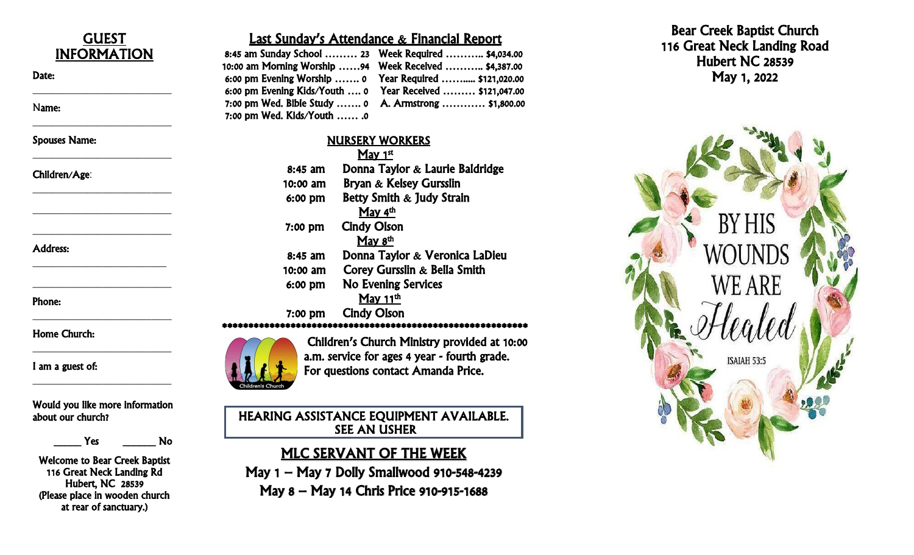## GUEST INFORMATION

Date:

____________________________

Name:

____________________________

Spouses Name:

____________________________

Children/Age:

____________________________

____________________________

____________________________

Address:

____________________________

____________________________

Phone:

____________________________

Home Church:

____________________________

I am a guest of:

____________________________

Would you like more information about our church?

_____ Yes      ______ No

Welcome to Bear Creek Baptist
116 Great Neck Landing Rd
Hubert, NC 28539
(Please place in wooden church at rear of sanctuary.)

## Last Sunday's Attendance & Financial Report

| | |
|---|---|
| 8:45 am Sunday School ……… 23 | Week Required ……….. $4,034.00 |
| 10:00 am Morning Worship ……94 | Week Received ……….. $4,387.00 |
| 6:00 pm Evening Worship ……. 0 | Year Required ……..... $121,020.00 |
| 6:00 pm Evening Kids/Youth …. 0 | Year Received ……… $121,047.00 |
| 7:00 pm Wed. Bible Study ……. 0 | A. Armstrong ………… $1,800.00 |
| 7:00 pm Wed. Kids/Youth …… .0 | |

## NURSERY WORKERS

**May 1st**

| | |
|---|---|
| 8:45 am | Donna Taylor & Laurie Baldridge |
| 10:00 am | Bryan & Kelsey Gursslin |
| 6:00 pm | Betty Smith & Judy Strain |

**May 4th**

| | |
|---|---|
| 7:00 pm | Cindy Olson |

**May 8th**

| | |
|---|---|
| 8:45 am | Donna Taylor & Veronica LaDieu |
| 10:00 am | Corey Gursslin & Bella Smith |
| 6:00 pm | No Evening Services |

**May 11th**

| | |
|---|---|
| 7:00 pm | Cindy Olson |

\*\*\*\*\*\*\*\*\*\*\*\*\*\*\*\*\*\*\*\*\*\*\*\*\*\*\*\*\*\*\*\*\*\*\*\*\*\*\*\*\*\*\*\*\*\*\*\*\*\*\*\*\*\*\*\*\*\*\*\*

Children's Church

Children's Church Ministry provided at 10:00 a.m. service for ages 4 year - fourth grade. For questions contact Amanda Price.

**HEARING ASSISTANCE EQUIPMENT AVAILABLE. SEE AN USHER**

## MLC SERVANT OF THE WEEK

May 1 – May 7 Dolly Smallwood 910-548-4239

May 8 – May 14 Chris Price 910-915-1688

# Bear Creek Baptist Church
116 Great Neck Landing Road
Hubert NC 28539
May 1, 2022

BY HIS WOUNDS WE ARE *Healed*

ISAIAH 53:5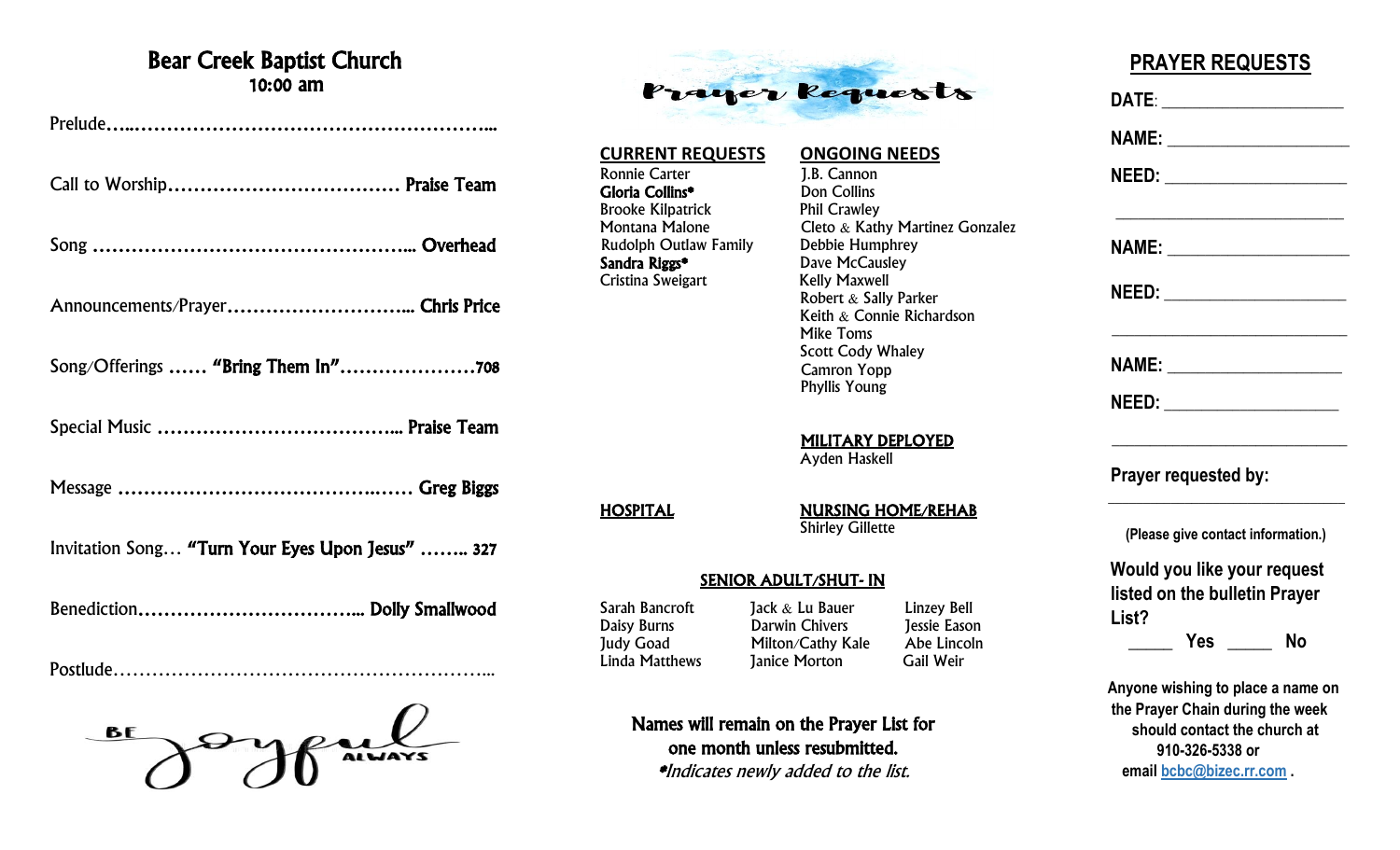# Bear Creek Baptist Church

## 10:00 am

Prelude……………………………………………………………

Call to Worship……………………………… **Praise Team**

Song ………………………………………….. **Overhead**

Announcements/Prayer……………………….. **Chris Price**

Song/Offerings …… **"Bring Them In"**…………………**708**

Special Music ……………………………….. **Praise Team**

Message …………………………………..…… **Greg Biggs**

Invitation Song… **"Turn Your Eyes Upon Jesus"** …….. **327**

Benediction…………………………….. **Dolly Smallwood**

Postlude…………………………………………………...

BE Joyful ALWAYS

# Prayer Requests

**CURRENT REQUESTS**

- Ronnie Carter
- **Gloria Collins***
- Brooke Kilpatrick
- Montana Malone
- Rudolph Outlaw Family
- **Sandra Riggs***
- Cristina Sweigart

**ONGOING NEEDS**

- J.B. Cannon
- Don Collins
- Phil Crawley
- Cleto & Kathy Martinez Gonzalez
- Debbie Humphrey
- Dave McCausley
- Kelly Maxwell
- Robert & Sally Parker
- Keith & Connie Richardson
- Mike Toms
- Scott Cody Whaley
- Camron Yopp
- Phyllis Young

**MILITARY DEPLOYED**

- Ayden Haskell

**HOSPITAL**

**NURSING HOME/REHAB**

- Shirley Gillette

**SENIOR ADULT/SHUT- IN**

| | | |
|---|---|---|
| Sarah Bancroft | Jack & Lu Bauer | Linzey Bell |
| Daisy Burns | Darwin Chivers | Jessie Eason |
| Judy Goad | Milton/Cathy Kale | Abe Lincoln |
| Linda Matthews | Janice Morton | Gail Weir |

**Names will remain on the Prayer List for one month unless resubmitted.**

**Indicates newly added to the list.*

## PRAYER REQUESTS

**DATE**: ____________________

**NAME:** ____________________

**NEED:** ____________________

____________________________

**NAME:** ____________________

**NEED:** ____________________

____________________________

**NAME:** ____________________

**NEED:** ____________________

____________________________

**Prayer requested by:**

____________________________

**(Please give contact information.)**

**Would you like your request listed on the bulletin Prayer List?**

_____ **Yes** _____ **No**

**Anyone wishing to place a name on the Prayer Chain during the week should contact the church at 910-326-5338 or email bcbc@bizec.rr.com .**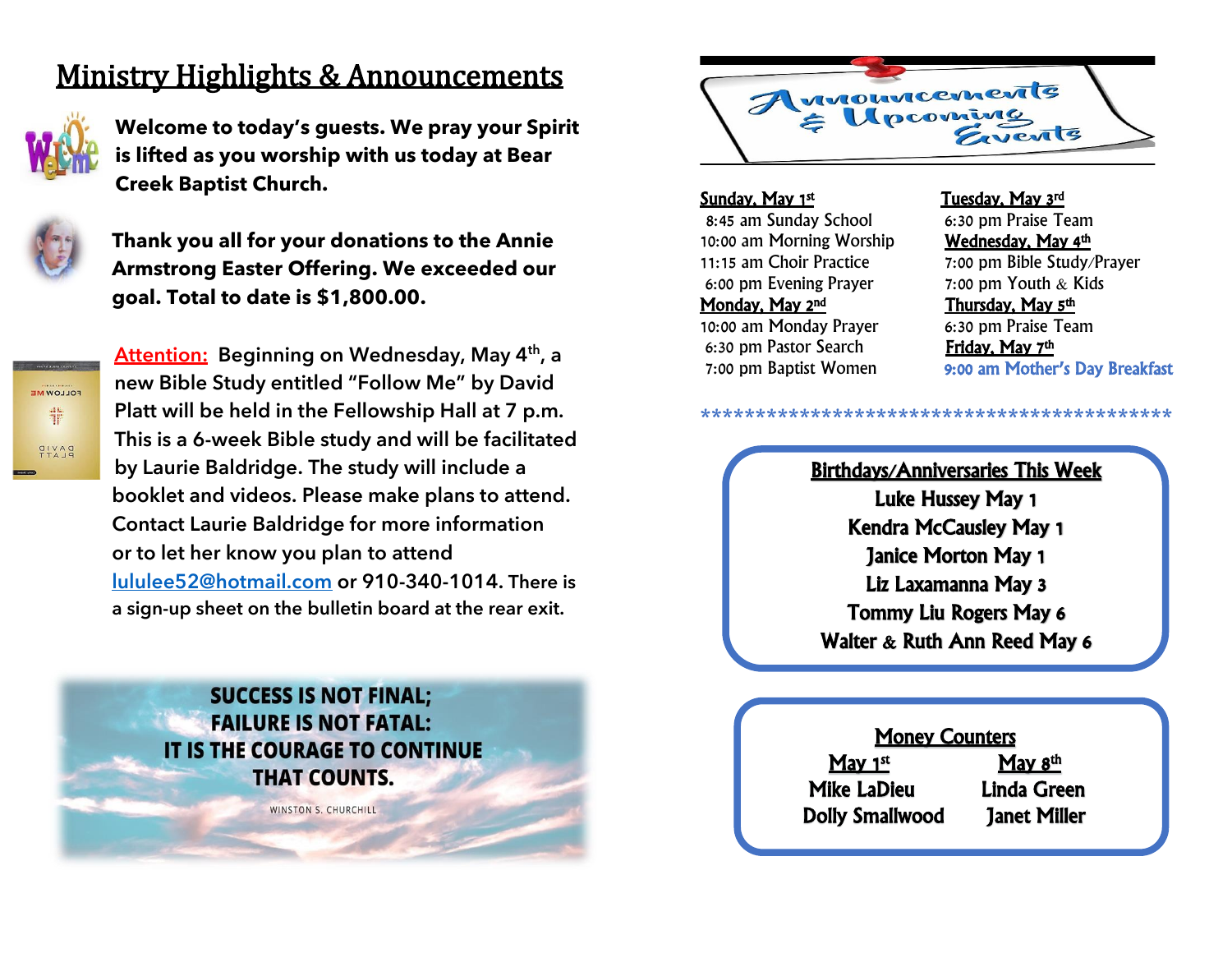# Ministry Highlights & Announcements

**Welcome to today's guests. We pray your Spirit is lifted as you worship with us today at Bear Creek Baptist Church.**

**Thank you all for your donations to the Annie Armstrong Easter Offering. We exceeded our goal. Total to date is $1,800.00.**

Attention: Beginning on Wednesday, May 4th, a new Bible Study entitled "Follow Me" by David Platt will be held in the Fellowship Hall at 7 p.m. This is a 6-week Bible study and will be facilitated by Laurie Baldridge. The study will include a booklet and videos. Please make plans to attend. Contact Laurie Baldridge for more information or to let her know you plan to attend lululee52@hotmail.com or 910-340-1014. There is a sign-up sheet on the bulletin board at the rear exit.

**SUCCESS IS NOT FINAL;**
**FAILURE IS NOT FATAL:**
**IT IS THE COURAGE TO CONTINUE THAT COUNTS.**

WINSTON S. CHURCHILL

## Announcements & Upcoming Events

**Sunday, May 1st**
8:45 am Sunday School
10:00 am Morning Worship
11:15 am Choir Practice
6:00 pm Evening Prayer

**Monday, May 2nd**
10:00 am Monday Prayer
6:30 pm Pastor Search
7:00 pm Baptist Women

**Tuesday, May 3rd**
6:30 pm Praise Team

**Wednesday, May 4th**
7:00 pm Bible Study/Prayer
7:00 pm Youth & Kids

**Thursday, May 5th**
6:30 pm Praise Team

**Friday, May 7th**
9:00 am Mother's Day Breakfast

*******************************************

**Birthdays/Anniversaries This Week**

Luke Hussey May 1
Kendra McCausley May 1
Janice Morton May 1
Liz Laxamanna May 3
Tommy Liu Rogers May 6
Walter & Ruth Ann Reed May 6

**Money Counters**

| May 1st | May 8th |
|---|---|
| Mike LaDieu | Linda Green |
| Dolly Smallwood | Janet Miller |